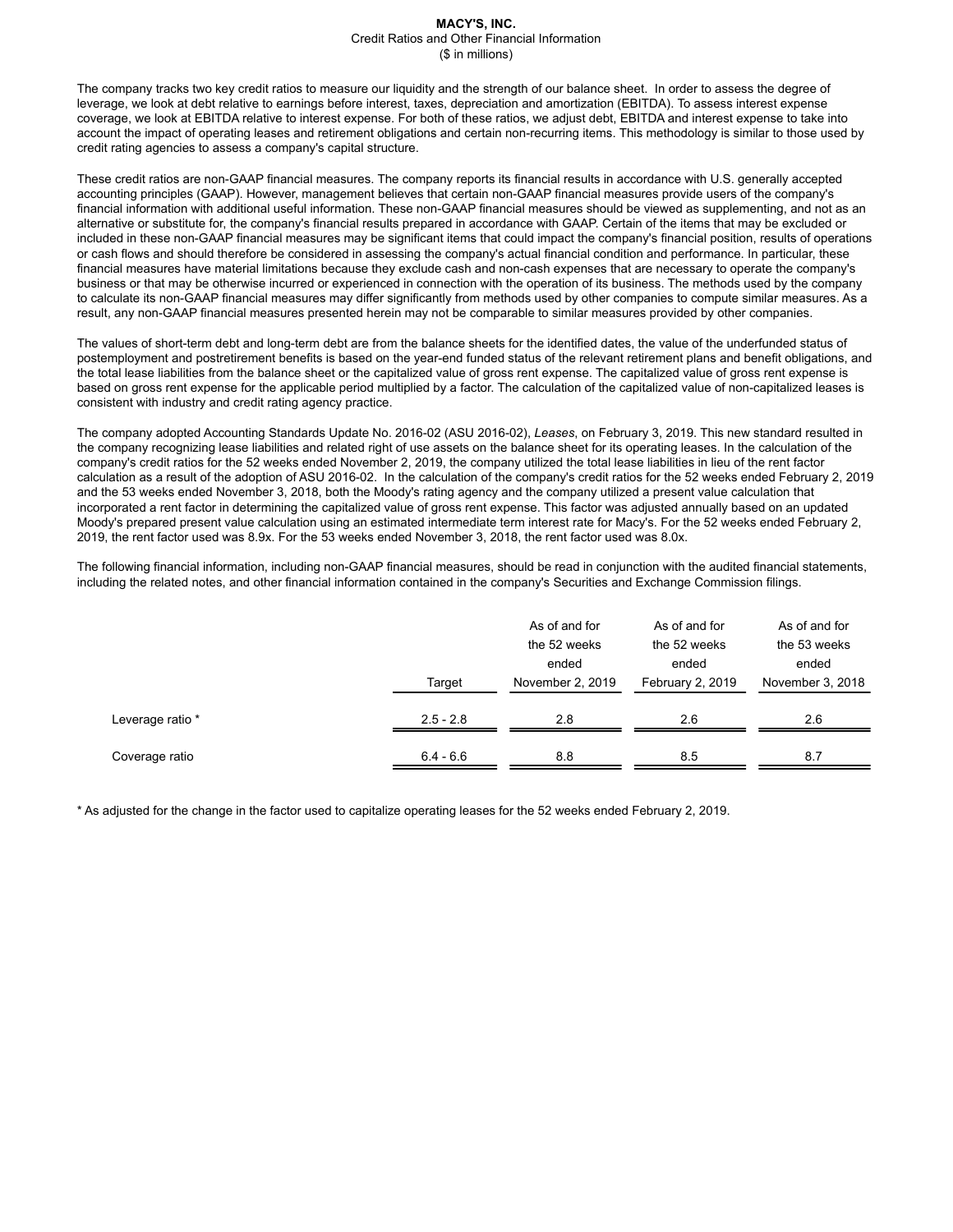# MACY'S, INC.

Credit Ratios and Other Financial Information

($ in millions)

The company tracks two key credit ratios to measure our liquidity and the strength of our balance sheet. In order to assess the degree of leverage, we look at debt relative to earnings before interest, taxes, depreciation and amortization (EBITDA). To assess interest expense coverage, we look at EBITDA relative to interest expense. For both of these ratios, we adjust debt, EBITDA and interest expense to take into account the impact of operating leases and retirement obligations and certain non-recurring items. This methodology is similar to those used by credit rating agencies to assess a company's capital structure.

These credit ratios are non-GAAP financial measures. The company reports its financial results in accordance with U.S. generally accepted accounting principles (GAAP). However, management believes that certain non-GAAP financial measures provide users of the company's financial information with additional useful information. These non-GAAP financial measures should be viewed as supplementing, and not as an alternative or substitute for, the company's financial results prepared in accordance with GAAP. Certain of the items that may be excluded or included in these non-GAAP financial measures may be significant items that could impact the company's financial position, results of operations or cash flows and should therefore be considered in assessing the company's actual financial condition and performance. In particular, these financial measures have material limitations because they exclude cash and non-cash expenses that are necessary to operate the company's business or that may be otherwise incurred or experienced in connection with the operation of its business. The methods used by the company to calculate its non-GAAP financial measures may differ significantly from methods used by other companies to compute similar measures. As a result, any non-GAAP financial measures presented herein may not be comparable to similar measures provided by other companies.

The values of short-term debt and long-term debt are from the balance sheets for the identified dates, the value of the underfunded status of postemployment and postretirement benefits is based on the year-end funded status of the relevant retirement plans and benefit obligations, and the total lease liabilities from the balance sheet or the capitalized value of gross rent expense. The capitalized value of gross rent expense is based on gross rent expense for the applicable period multiplied by a factor. The calculation of the capitalized value of non-capitalized leases is consistent with industry and credit rating agency practice.

The company adopted Accounting Standards Update No. 2016-02 (ASU 2016-02), *Leases*, on February 3, 2019. This new standard resulted in the company recognizing lease liabilities and related right of use assets on the balance sheet for its operating leases. In the calculation of the company's credit ratios for the 52 weeks ended November 2, 2019, the company utilized the total lease liabilities in lieu of the rent factor calculation as a result of the adoption of ASU 2016-02. In the calculation of the company's credit ratios for the 52 weeks ended February 2, 2019 and the 53 weeks ended November 3, 2018, both the Moody's rating agency and the company utilized a present value calculation that incorporated a rent factor in determining the capitalized value of gross rent expense. This factor was adjusted annually based on an updated Moody's prepared present value calculation using an estimated intermediate term interest rate for Macy's. For the 52 weeks ended February 2, 2019, the rent factor used was 8.9x. For the 53 weeks ended November 3, 2018, the rent factor used was 8.0x.

The following financial information, including non-GAAP financial measures, should be read in conjunction with the audited financial statements, including the related notes, and other financial information contained in the company's Securities and Exchange Commission filings.

| | Target | As of and for the 52 weeks ended November 2, 2019 | As of and for the 52 weeks ended February 2, 2019 | As of and for the 53 weeks ended November 3, 2018 |
|---|---|---|---|---|
| Leverage ratio * | 2.5 - 2.8 | 2.8 | 2.6 | 2.6 |
| Coverage ratio | 6.4 - 6.6 | 8.8 | 8.5 | 8.7 |

* As adjusted for the change in the factor used to capitalize operating leases for the 52 weeks ended February 2, 2019.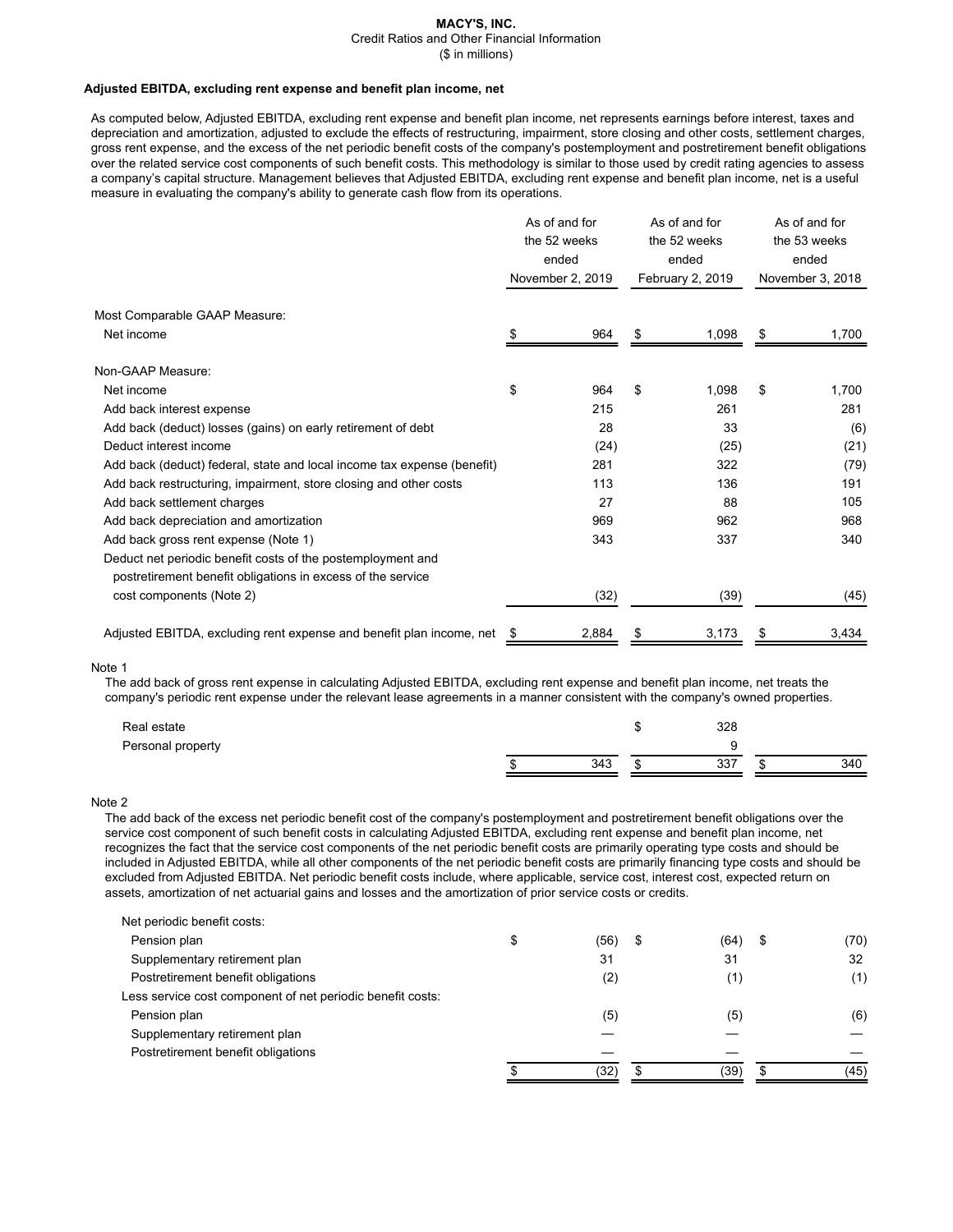**MACY'S, INC.**
Credit Ratios and Other Financial Information
($ in millions)

**Adjusted EBITDA, excluding rent expense and benefit plan income, net**

As computed below, Adjusted EBITDA, excluding rent expense and benefit plan income, net represents earnings before interest, taxes and depreciation and amortization, adjusted to exclude the effects of restructuring, impairment, store closing and other costs, settlement charges, gross rent expense, and the excess of the net periodic benefit costs of the company's postemployment and postretirement benefit obligations over the related service cost components of such benefit costs. This methodology is similar to those used by credit rating agencies to assess a company's capital structure. Management believes that Adjusted EBITDA, excluding rent expense and benefit plan income, net is a useful measure in evaluating the company's ability to generate cash flow from its operations.

| | As of and for the 52 weeks ended November 2, 2019 | As of and for the 52 weeks ended February 2, 2019 | As of and for the 53 weeks ended November 3, 2018 |
|---|---|---|---|
| Most Comparable GAAP Measure: | | | |
| Net income | $ 964 | $ 1,098 | $ 1,700 |
| | | | |
| Non-GAAP Measure: | | | |
| Net income | $ 964 | $ 1,098 | $ 1,700 |
| Add back interest expense | 215 | 261 | 281 |
| Add back (deduct) losses (gains) on early retirement of debt | 28 | 33 | (6) |
| Deduct interest income | (24) | (25) | (21) |
| Add back (deduct) federal, state and local income tax expense (benefit) | 281 | 322 | (79) |
| Add back restructuring, impairment, store closing and other costs | 113 | 136 | 191 |
| Add back settlement charges | 27 | 88 | 105 |
| Add back depreciation and amortization | 969 | 962 | 968 |
| Add back gross rent expense (Note 1) | 343 | 337 | 340 |
| Deduct net periodic benefit costs of the postemployment and postretirement benefit obligations in excess of the service cost components (Note 2) | (32) | (39) | (45) |
| Adjusted EBITDA, excluding rent expense and benefit plan income, net | $ 2,884 | $ 3,173 | $ 3,434 |

Note 1

The add back of gross rent expense in calculating Adjusted EBITDA, excluding rent expense and benefit plan income, net treats the company's periodic rent expense under the relevant lease agreements in a manner consistent with the company's owned properties.

| | | | |
|---|---|---|---|
| Real estate | | $ 328 | |
| Personal property | | 9 | |
| | $ 343 | $ 337 | $ 340 |

Note 2

The add back of the excess net periodic benefit cost of the company's postemployment and postretirement benefit obligations over the service cost component of such benefit costs in calculating Adjusted EBITDA, excluding rent expense and benefit plan income, net recognizes the fact that the service cost components of the net periodic benefit costs are primarily operating type costs and should be included in Adjusted EBITDA, while all other components of the net periodic benefit costs are primarily financing type costs and should be excluded from Adjusted EBITDA. Net periodic benefit costs include, where applicable, service cost, interest cost, expected return on assets, amortization of net actuarial gains and losses and the amortization of prior service costs or credits.

| | | | |
|---|---|---|---|
| Net periodic benefit costs: | | | |
| Pension plan | $ (56) | $ (64) | $ (70) |
| Supplementary retirement plan | 31 | 31 | 32 |
| Postretirement benefit obligations | (2) | (1) | (1) |
| Less service cost component of net periodic benefit costs: | | | |
| Pension plan | (5) | (5) | (6) |
| Supplementary retirement plan | — | — | — |
| Postretirement benefit obligations | — | — | — |
| | $ (32) | $ (39) | $ (45) |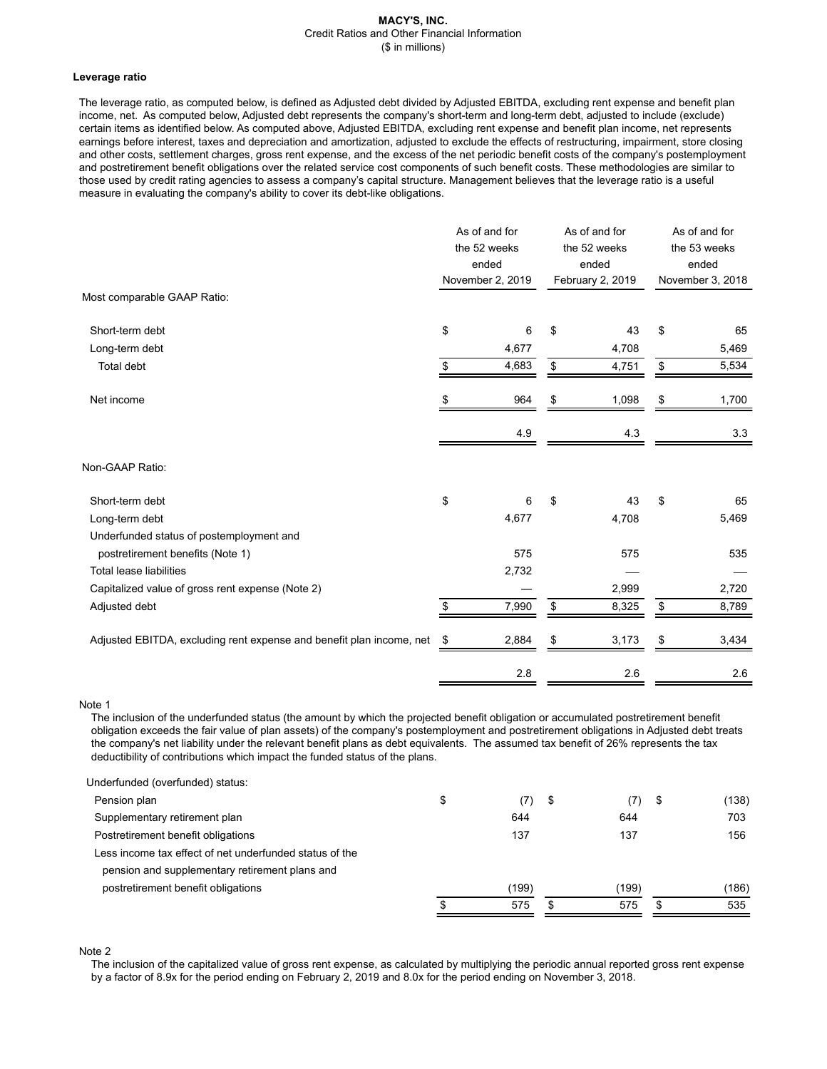**MACY'S, INC.**
Credit Ratios and Other Financial Information
($ in millions)

**Leverage ratio**

The leverage ratio, as computed below, is defined as Adjusted debt divided by Adjusted EBITDA, excluding rent expense and benefit plan income, net. As computed below, Adjusted debt represents the company's short-term and long-term debt, adjusted to include (exclude) certain items as identified below. As computed above, Adjusted EBITDA, excluding rent expense and benefit plan income, net represents earnings before interest, taxes and depreciation and amortization, adjusted to exclude the effects of restructuring, impairment, store closing and other costs, settlement charges, gross rent expense, and the excess of the net periodic benefit costs of the company's postemployment and postretirement benefit obligations over the related service cost components of such benefit costs. These methodologies are similar to those used by credit rating agencies to assess a company's capital structure. Management believes that the leverage ratio is a useful measure in evaluating the company's ability to cover its debt-like obligations.

| | As of and for the 52 weeks ended November 2, 2019 | As of and for the 52 weeks ended February 2, 2019 | As of and for the 53 weeks ended November 3, 2018 |
|---|---|---|---|
| Most comparable GAAP Ratio: | | | |
| Short-term debt | $ 6 | $ 43 | $ 65 |
| Long-term debt | 4,677 | 4,708 | 5,469 |
| Total debt | $ 4,683 | $ 4,751 | $ 5,534 |
| Net income | $ 964 | $ 1,098 | $ 1,700 |
| | 4.9 | 4.3 | 3.3 |
| Non-GAAP Ratio: | | | |
| Short-term debt | $ 6 | $ 43 | $ 65 |
| Long-term debt | 4,677 | 4,708 | 5,469 |
| Underfunded status of postemployment and postretirement benefits (Note 1) | 575 | 575 | 535 |
| Total lease liabilities | 2,732 | — | — |
| Capitalized value of gross rent expense (Note 2) | — | 2,999 | 2,720 |
| Adjusted debt | $ 7,990 | $ 8,325 | $ 8,789 |
| Adjusted EBITDA, excluding rent expense and benefit plan income, net | $ 2,884 | $ 3,173 | $ 3,434 |
| | 2.8 | 2.6 | 2.6 |

Note 1
The inclusion of the underfunded status (the amount by which the projected benefit obligation or accumulated postretirement benefit obligation exceeds the fair value of plan assets) of the company's postemployment and postretirement obligations in Adjusted debt treats the company's net liability under the relevant benefit plans as debt equivalents. The assumed tax benefit of 26% represents the tax deductibility of contributions which impact the funded status of the plans.

| Underfunded (overfunded) status: | | | |
|---|---|---|---|
| Pension plan | $ (7) | $ (7) | $ (138) |
| Supplementary retirement plan | 644 | 644 | 703 |
| Postretirement benefit obligations | 137 | 137 | 156 |
| Less income tax effect of net underfunded status of the pension and supplementary retirement plans and postretirement benefit obligations | (199) | (199) | (186) |
| | $ 575 | $ 575 | $ 535 |

Note 2
The inclusion of the capitalized value of gross rent expense, as calculated by multiplying the periodic annual reported gross rent expense by a factor of 8.9x for the period ending on February 2, 2019 and 8.0x for the period ending on November 3, 2018.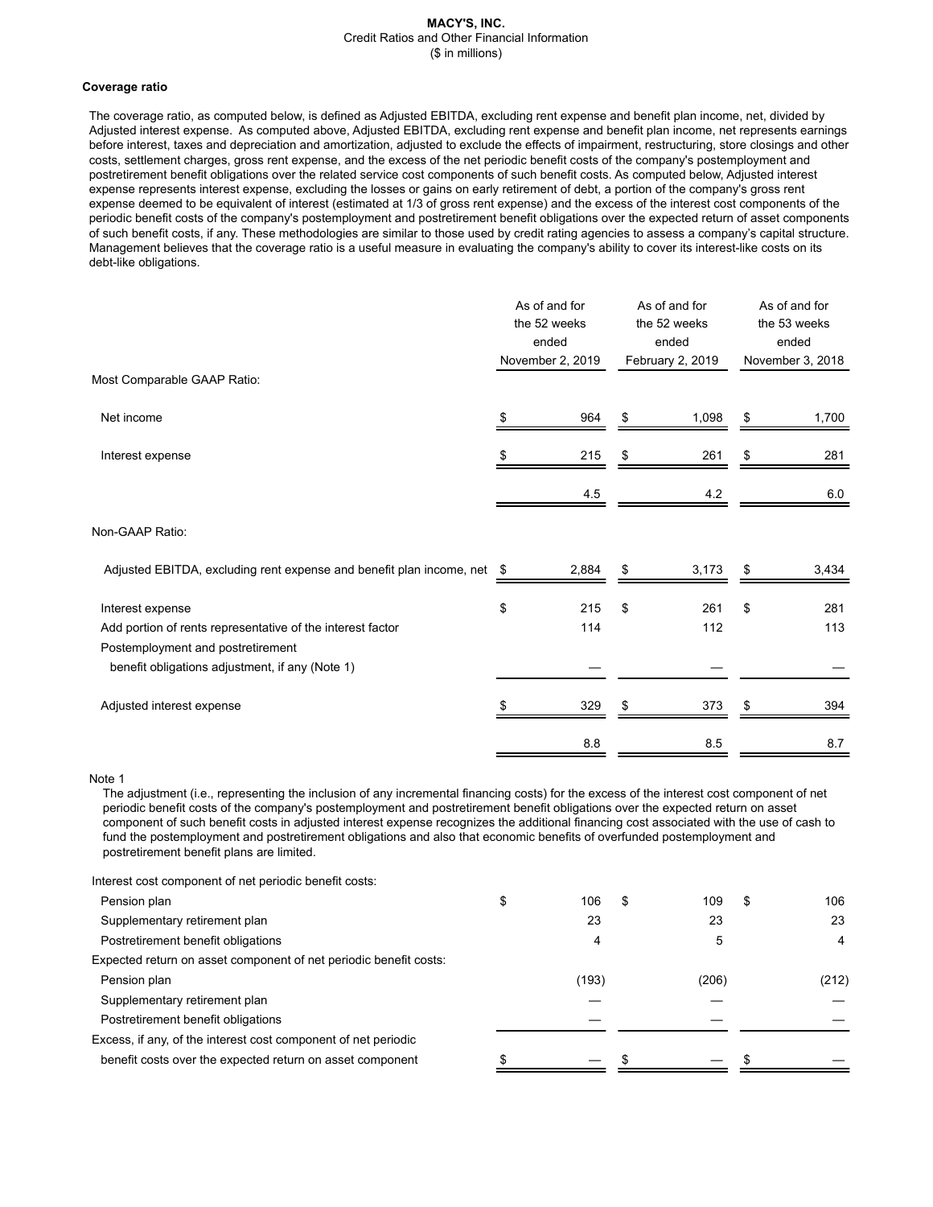**MACY'S, INC.**
Credit Ratios and Other Financial Information
($ in millions)

**Coverage ratio**

The coverage ratio, as computed below, is defined as Adjusted EBITDA, excluding rent expense and benefit plan income, net, divided by Adjusted interest expense. As computed above, Adjusted EBITDA, excluding rent expense and benefit plan income, net represents earnings before interest, taxes and depreciation and amortization, adjusted to exclude the effects of impairment, restructuring, store closings and other costs, settlement charges, gross rent expense, and the excess of the net periodic benefit costs of the company's postemployment and postretirement benefit obligations over the related service cost components of such benefit costs. As computed below, Adjusted interest expense represents interest expense, excluding the losses or gains on early retirement of debt, a portion of the company's gross rent expense deemed to be equivalent of interest (estimated at 1/3 of gross rent expense) and the excess of the interest cost components of the periodic benefit costs of the company's postemployment and postretirement benefit obligations over the expected return of asset components of such benefit costs, if any. These methodologies are similar to those used by credit rating agencies to assess a company's capital structure. Management believes that the coverage ratio is a useful measure in evaluating the company's ability to cover its interest-like costs on its debt-like obligations.

| | As of and for the 52 weeks ended November 2, 2019 | As of and for the 52 weeks ended February 2, 2019 | As of and for the 53 weeks ended November 3, 2018 |
|---|---|---|---|
| Most Comparable GAAP Ratio: | | | |
| Net income | $ 964 | $ 1,098 | $ 1,700 |
| Interest expense | $ 215 | $ 261 | $ 281 |
| | 4.5 | 4.2 | 6.0 |
| Non-GAAP Ratio: | | | |
| Adjusted EBITDA, excluding rent expense and benefit plan income, net | $ 2,884 | $ 3,173 | $ 3,434 |
| Interest expense | $ 215 | $ 261 | $ 281 |
| Add portion of rents representative of the interest factor | 114 | 112 | 113 |
| Postemployment and postretirement benefit obligations adjustment, if any (Note 1) | — | — | — |
| Adjusted interest expense | $ 329 | $ 373 | $ 394 |
| | 8.8 | 8.5 | 8.7 |

Note 1

The adjustment (i.e., representing the inclusion of any incremental financing costs) for the excess of the interest cost component of net periodic benefit costs of the company's postemployment and postretirement benefit obligations over the expected return on asset component of such benefit costs in adjusted interest expense recognizes the additional financing cost associated with the use of cash to fund the postemployment and postretirement obligations and also that economic benefits of overfunded postemployment and postretirement benefit plans are limited.

| | | | |
|---|---|---|---|
| Interest cost component of net periodic benefit costs: | | | |
| Pension plan | $ 106 | $ 109 | $ 106 |
| Supplementary retirement plan | 23 | 23 | 23 |
| Postretirement benefit obligations | 4 | 5 | 4 |
| Expected return on asset component of net periodic benefit costs: | | | |
| Pension plan | (193) | (206) | (212) |
| Supplementary retirement plan | — | — | — |
| Postretirement benefit obligations | — | — | — |
| Excess, if any, of the interest cost component of net periodic benefit costs over the expected return on asset component | $ — | $ — | $ — |